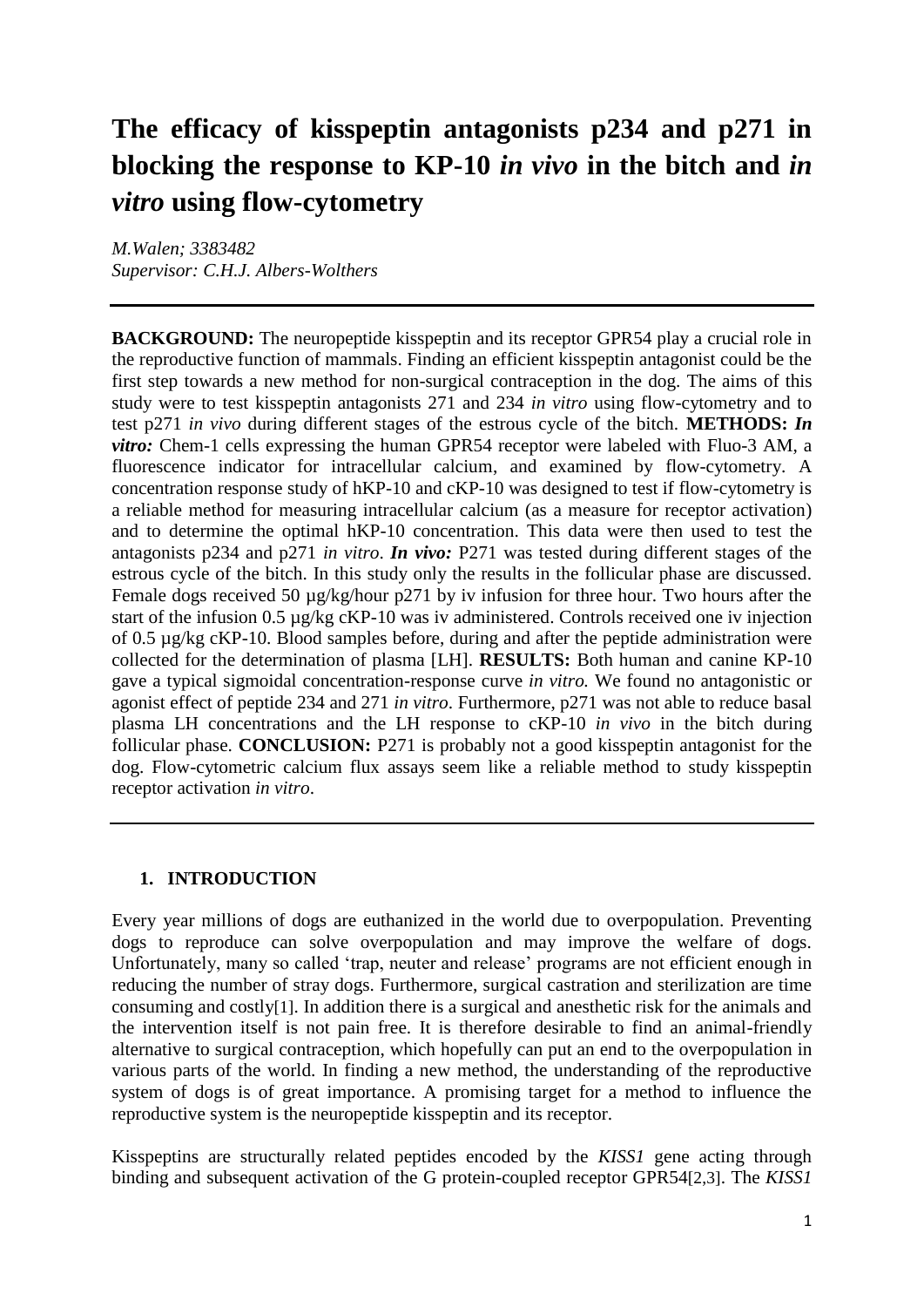# The efficacy of kisspeptin antagonists p234 and p271 in blocking the response to KP-10 *in vivo* in the bitch and *in vitro* using flow-cytometry

*M.Walen; 3383482*
*Supervisor: C.H.J. Albers-Wolthers*

---

**BACKGROUND:** The neuropeptide kisspeptin and its receptor GPR54 play a crucial role in the reproductive function of mammals. Finding an efficient kisspeptin antagonist could be the first step towards a new method for non-surgical contraception in the dog. The aims of this study were to test kisspeptin antagonists 271 and 234 *in vitro* using flow-cytometry and to test p271 *in vivo* during different stages of the estrous cycle of the bitch. **METHODS:** ***In vitro:*** Chem-1 cells expressing the human GPR54 receptor were labeled with Fluo-3 AM, a fluorescence indicator for intracellular calcium, and examined by flow-cytometry. A concentration response study of hKP-10 and cKP-10 was designed to test if flow-cytometry is a reliable method for measuring intracellular calcium (as a measure for receptor activation) and to determine the optimal hKP-10 concentration. This data were then used to test the antagonists p234 and p271 *in vitro*. ***In vivo:*** P271 was tested during different stages of the estrous cycle of the bitch. In this study only the results in the follicular phase are discussed. Female dogs received 50 µg/kg/hour p271 by iv infusion for three hour. Two hours after the start of the infusion 0.5 µg/kg cKP-10 was iv administered. Controls received one iv injection of 0.5 µg/kg cKP-10. Blood samples before, during and after the peptide administration were collected for the determination of plasma [LH]. **RESULTS:** Both human and canine KP-10 gave a typical sigmoidal concentration-response curve *in vitro.* We found no antagonistic or agonist effect of peptide 234 and 271 *in vitro*. Furthermore, p271 was not able to reduce basal plasma LH concentrations and the LH response to cKP-10 *in vivo* in the bitch during follicular phase. **CONCLUSION:** P271 is probably not a good kisspeptin antagonist for the dog. Flow-cytometric calcium flux assays seem like a reliable method to study kisspeptin receptor activation *in vitro*.

---

## 1. INTRODUCTION

Every year millions of dogs are euthanized in the world due to overpopulation. Preventing dogs to reproduce can solve overpopulation and may improve the welfare of dogs. Unfortunately, many so called 'trap, neuter and release' programs are not efficient enough in reducing the number of stray dogs. Furthermore, surgical castration and sterilization are time consuming and costly[1]. In addition there is a surgical and anesthetic risk for the animals and the intervention itself is not pain free. It is therefore desirable to find an animal-friendly alternative to surgical contraception, which hopefully can put an end to the overpopulation in various parts of the world. In finding a new method, the understanding of the reproductive system of dogs is of great importance. A promising target for a method to influence the reproductive system is the neuropeptide kisspeptin and its receptor.

Kisspeptins are structurally related peptides encoded by the *KISS1* gene acting through binding and subsequent activation of the G protein-coupled receptor GPR54[2,3]. The *KISS1*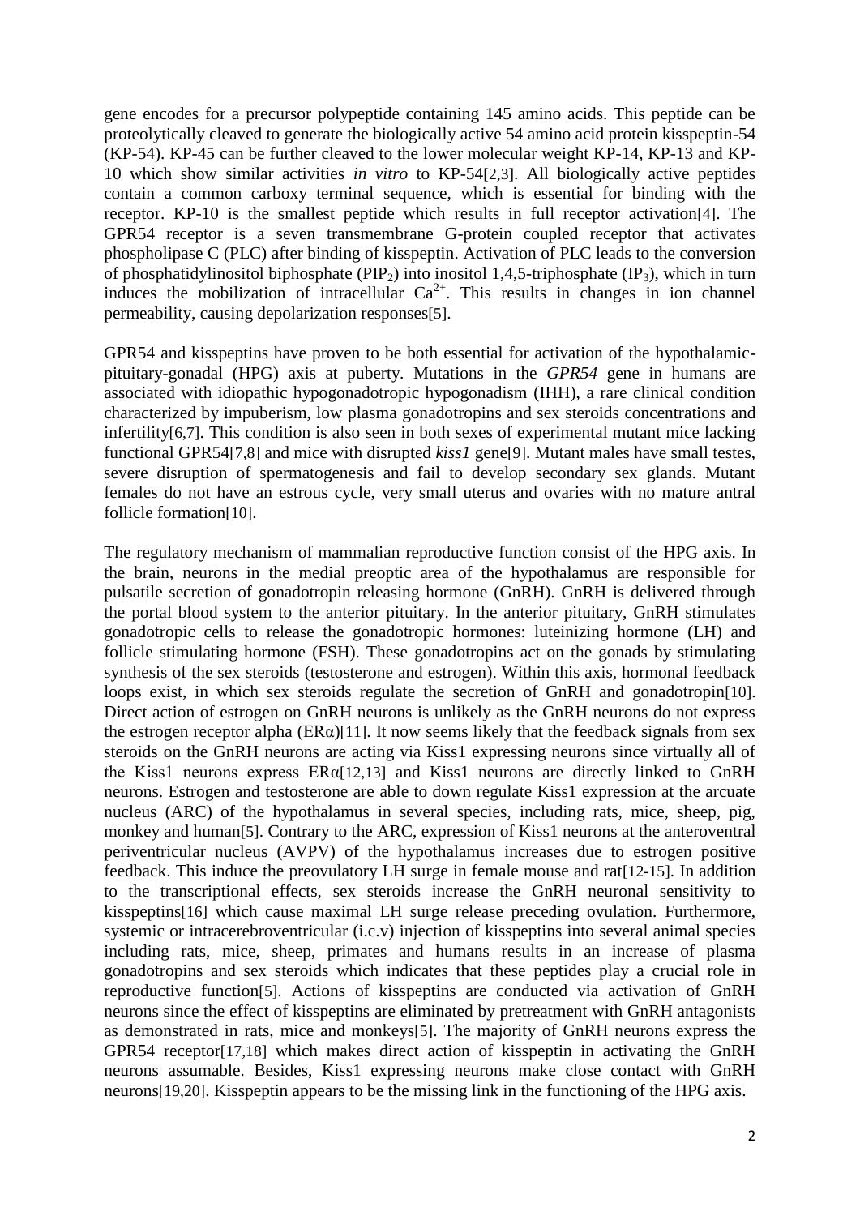gene encodes for a precursor polypeptide containing 145 amino acids. This peptide can be proteolytically cleaved to generate the biologically active 54 amino acid protein kisspeptin-54 (KP-54). KP-45 can be further cleaved to the lower molecular weight KP-14, KP-13 and KP-10 which show similar activities *in vitro* to KP-54[2,3]. All biologically active peptides contain a common carboxy terminal sequence, which is essential for binding with the receptor. KP-10 is the smallest peptide which results in full receptor activation[4]. The GPR54 receptor is a seven transmembrane G-protein coupled receptor that activates phospholipase C (PLC) after binding of kisspeptin. Activation of PLC leads to the conversion of phosphatidylinositol biphosphate ($PIP_2$) into inositol 1,4,5-triphosphate ($IP_3$), which in turn induces the mobilization of intracellular $Ca^{2+}$. This results in changes in ion channel permeability, causing depolarization responses[5].

GPR54 and kisspeptins have proven to be both essential for activation of the hypothalamic-pituitary-gonadal (HPG) axis at puberty. Mutations in the *GPR54* gene in humans are associated with idiopathic hypogonadotropic hypogonadism (IHH), a rare clinical condition characterized by impuberism, low plasma gonadotropins and sex steroids concentrations and infertility[6,7]. This condition is also seen in both sexes of experimental mutant mice lacking functional GPR54[7,8] and mice with disrupted *kiss1* gene[9]. Mutant males have small testes, severe disruption of spermatogenesis and fail to develop secondary sex glands. Mutant females do not have an estrous cycle, very small uterus and ovaries with no mature antral follicle formation[10].

The regulatory mechanism of mammalian reproductive function consist of the HPG axis. In the brain, neurons in the medial preoptic area of the hypothalamus are responsible for pulsatile secretion of gonadotropin releasing hormone (GnRH). GnRH is delivered through the portal blood system to the anterior pituitary. In the anterior pituitary, GnRH stimulates gonadotropic cells to release the gonadotropic hormones: luteinizing hormone (LH) and follicle stimulating hormone (FSH). These gonadotropins act on the gonads by stimulating synthesis of the sex steroids (testosterone and estrogen). Within this axis, hormonal feedback loops exist, in which sex steroids regulate the secretion of GnRH and gonadotropin[10]. Direct action of estrogen on GnRH neurons is unlikely as the GnRH neurons do not express the estrogen receptor alpha (ERα)[11]. It now seems likely that the feedback signals from sex steroids on the GnRH neurons are acting via Kiss1 expressing neurons since virtually all of the Kiss1 neurons express ERα[12,13] and Kiss1 neurons are directly linked to GnRH neurons. Estrogen and testosterone are able to down regulate Kiss1 expression at the arcuate nucleus (ARC) of the hypothalamus in several species, including rats, mice, sheep, pig, monkey and human[5]. Contrary to the ARC, expression of Kiss1 neurons at the anteroventral periventricular nucleus (AVPV) of the hypothalamus increases due to estrogen positive feedback. This induce the preovulatory LH surge in female mouse and rat[12-15]. In addition to the transcriptional effects, sex steroids increase the GnRH neuronal sensitivity to kisspeptins[16] which cause maximal LH surge release preceding ovulation. Furthermore, systemic or intracerebroventricular (i.c.v) injection of kisspeptins into several animal species including rats, mice, sheep, primates and humans results in an increase of plasma gonadotropins and sex steroids which indicates that these peptides play a crucial role in reproductive function[5]. Actions of kisspeptins are conducted via activation of GnRH neurons since the effect of kisspeptins are eliminated by pretreatment with GnRH antagonists as demonstrated in rats, mice and monkeys[5]. The majority of GnRH neurons express the GPR54 receptor[17,18] which makes direct action of kisspeptin in activating the GnRH neurons assumable. Besides, Kiss1 expressing neurons make close contact with GnRH neurons[19,20]. Kisspeptin appears to be the missing link in the functioning of the HPG axis.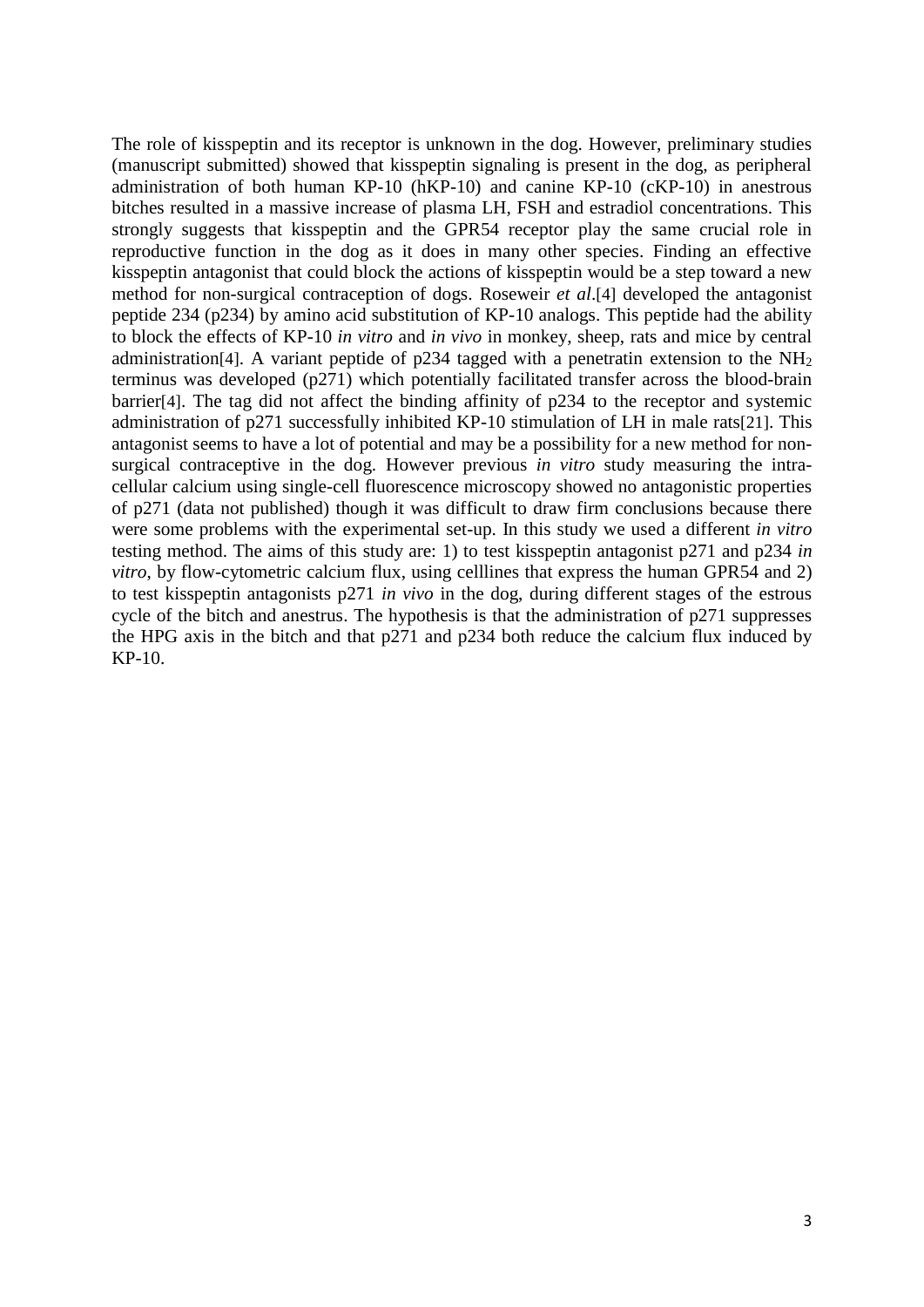The role of kisspeptin and its receptor is unknown in the dog. However, preliminary studies (manuscript submitted) showed that kisspeptin signaling is present in the dog, as peripheral administration of both human KP-10 (hKP-10) and canine KP-10 (cKP-10) in anestrous bitches resulted in a massive increase of plasma LH, FSH and estradiol concentrations. This strongly suggests that kisspeptin and the GPR54 receptor play the same crucial role in reproductive function in the dog as it does in many other species. Finding an effective kisspeptin antagonist that could block the actions of kisspeptin would be a step toward a new method for non-surgical contraception of dogs. Roseweir *et al*.[4] developed the antagonist peptide 234 (p234) by amino acid substitution of KP-10 analogs. This peptide had the ability to block the effects of KP-10 *in vitro* and *in vivo* in monkey, sheep, rats and mice by central administration[4]. A variant peptide of p234 tagged with a penetratin extension to the $NH_2$ terminus was developed (p271) which potentially facilitated transfer across the blood-brain barrier[4]. The tag did not affect the binding affinity of p234 to the receptor and systemic administration of p271 successfully inhibited KP-10 stimulation of LH in male rats[21]. This antagonist seems to have a lot of potential and may be a possibility for a new method for non-surgical contraceptive in the dog. However previous *in vitro* study measuring the intra-cellular calcium using single-cell fluorescence microscopy showed no antagonistic properties of p271 (data not published) though it was difficult to draw firm conclusions because there were some problems with the experimental set-up. In this study we used a different *in vitro* testing method. The aims of this study are: 1) to test kisspeptin antagonist p271 and p234 *in vitro*, by flow-cytometric calcium flux, using celllines that express the human GPR54 and 2) to test kisspeptin antagonists p271 *in vivo* in the dog, during different stages of the estrous cycle of the bitch and anestrus. The hypothesis is that the administration of p271 suppresses the HPG axis in the bitch and that p271 and p234 both reduce the calcium flux induced by KP-10.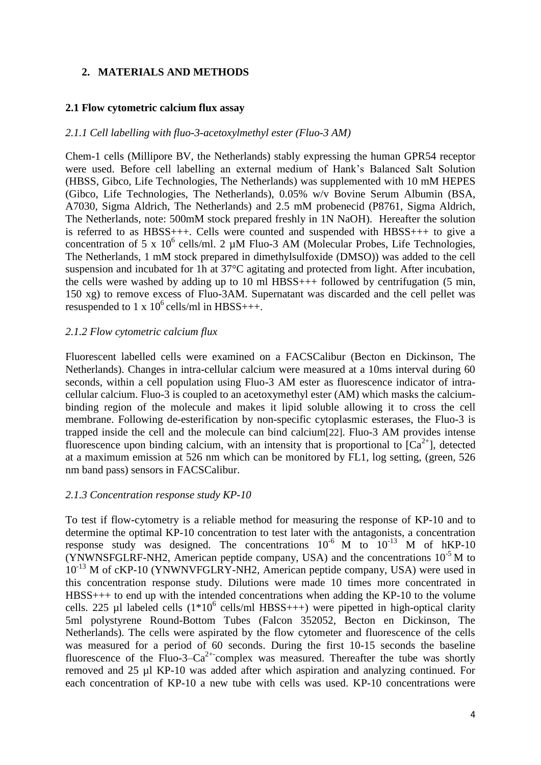## 2. MATERIALS AND METHODS

### 2.1 Flow cytometric calcium flux assay

#### *2.1.1 Cell labelling with fluo-3-acetoxylmethyl ester (Fluo-3 AM)*

Chem-1 cells (Millipore BV, the Netherlands) stably expressing the human GPR54 receptor were used. Before cell labelling an external medium of Hank's Balanced Salt Solution (HBSS, Gibco, Life Technologies, The Netherlands) was supplemented with 10 mM HEPES (Gibco, Life Technologies, The Netherlands), 0.05% w/v Bovine Serum Albumin (BSA, A7030, Sigma Aldrich, The Netherlands) and 2.5 mM probenecid (P8761, Sigma Aldrich, The Netherlands, note: 500mM stock prepared freshly in 1N NaOH). Hereafter the solution is referred to as HBSS+++. Cells were counted and suspended with HBSS+++ to give a concentration of 5 x $10^6$ cells/ml. 2 µM Fluo-3 AM (Molecular Probes, Life Technologies, The Netherlands, 1 mM stock prepared in dimethylsulfoxide (DMSO)) was added to the cell suspension and incubated for 1h at 37°C agitating and protected from light. After incubation, the cells were washed by adding up to 10 ml HBSS+++ followed by centrifugation (5 min, 150 xg) to remove excess of Fluo-3AM. Supernatant was discarded and the cell pellet was resuspended to 1 x $10^6$ cells/ml in HBSS+++.

#### *2.1.2 Flow cytometric calcium flux*

Fluorescent labelled cells were examined on a FACSCalibur (Becton en Dickinson, The Netherlands). Changes in intra-cellular calcium were measured at a 10ms interval during 60 seconds, within a cell population using Fluo-3 AM ester as fluorescence indicator of intra-cellular calcium. Fluo-3 is coupled to an acetoxymethyl ester (AM) which masks the calcium-binding region of the molecule and makes it lipid soluble allowing it to cross the cell membrane. Following de-esterification by non-specific cytoplasmic esterases, the Fluo-3 is trapped inside the cell and the molecule can bind calcium[22]. Fluo-3 AM provides intense fluorescence upon binding calcium, with an intensity that is proportional to [$Ca^{2+}$], detected at a maximum emission at 526 nm which can be monitored by FL1, log setting, (green, 526 nm band pass) sensors in FACSCalibur.

#### *2.1.3 Concentration response study KP-10*

To test if flow-cytometry is a reliable method for measuring the response of KP-10 and to determine the optimal KP-10 concentration to test later with the antagonists, a concentration response study was designed. The concentrations $10^{-6}$ M to $10^{-13}$ M of hKP-10 (YNWNSFGLRF-NH2, American peptide company, USA) and the concentrations $10^{-5}$ M to $10^{-13}$ M of cKP-10 (YNWNVFGLRY-NH2, American peptide company, USA) were used in this concentration response study. Dilutions were made 10 times more concentrated in HBSS+++ to end up with the intended concentrations when adding the KP-10 to the volume cells. 225 µl labeled cells (1*$10^6$ cells/ml HBSS+++) were pipetted in high-optical clarity 5ml polystyrene Round-Bottom Tubes (Falcon 352052, Becton en Dickinson, The Netherlands). The cells were aspirated by the flow cytometer and fluorescence of the cells was measured for a period of 60 seconds. During the first 10-15 seconds the baseline fluorescence of the Fluo-3–$Ca^{2+}$-complex was measured. Thereafter the tube was shortly removed and 25 µl KP-10 was added after which aspiration and analyzing continued. For each concentration of KP-10 a new tube with cells was used. KP-10 concentrations were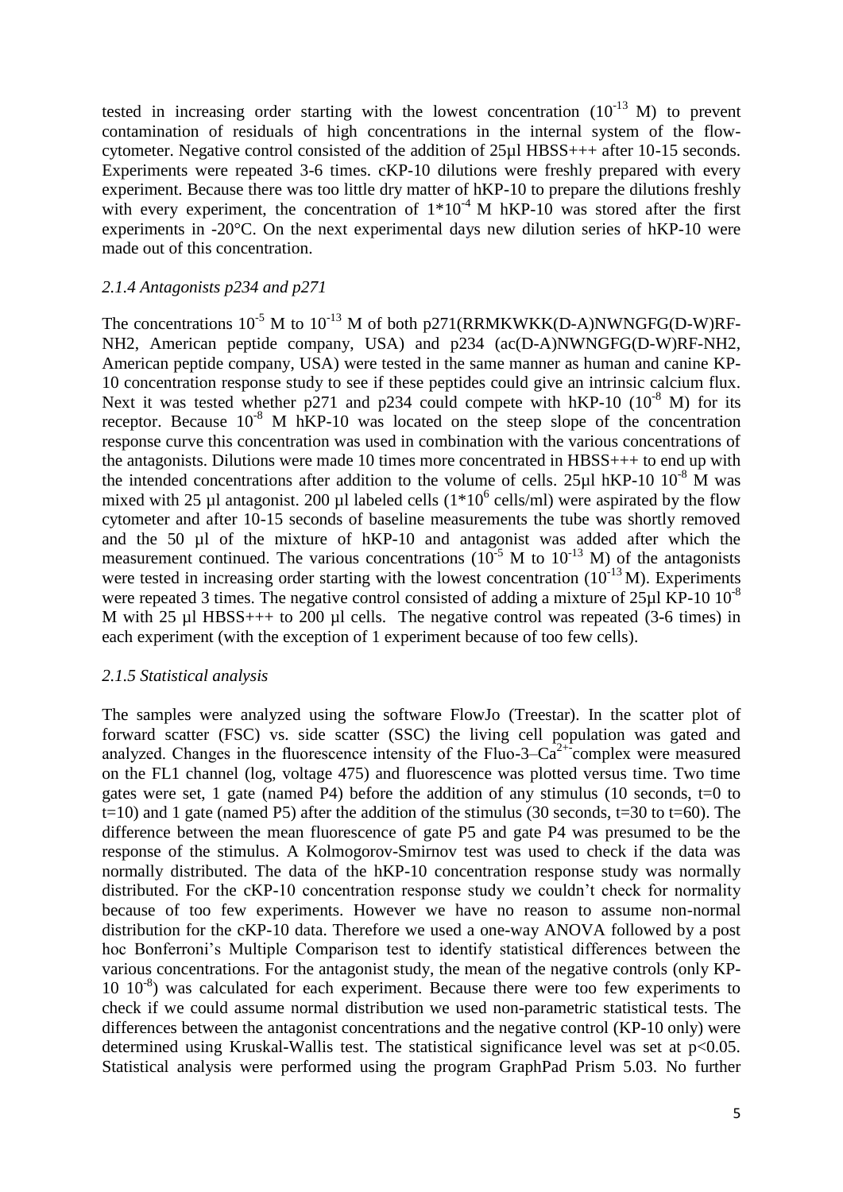tested in increasing order starting with the lowest concentration ($10^{-13}$ M) to prevent contamination of residuals of high concentrations in the internal system of the flow-cytometer. Negative control consisted of the addition of 25µl HBSS+++ after 10-15 seconds. Experiments were repeated 3-6 times. cKP-10 dilutions were freshly prepared with every experiment. Because there was too little dry matter of hKP-10 to prepare the dilutions freshly with every experiment, the concentration of $1*10^{-4}$ M hKP-10 was stored after the first experiments in -20°C. On the next experimental days new dilution series of hKP-10 were made out of this concentration.

### *2.1.4 Antagonists p234 and p271*

The concentrations $10^{-5}$ M to $10^{-13}$ M of both p271(RRMKWKK(D-A)NWNGFG(D-W)RF-NH2, American peptide company, USA) and p234 (ac(D-A)NWNGFG(D-W)RF-NH2, American peptide company, USA) were tested in the same manner as human and canine KP-10 concentration response study to see if these peptides could give an intrinsic calcium flux. Next it was tested whether p271 and p234 could compete with hKP-10 ($10^{-8}$ M) for its receptor. Because $10^{-8}$ M hKP-10 was located on the steep slope of the concentration response curve this concentration was used in combination with the various concentrations of the antagonists. Dilutions were made 10 times more concentrated in HBSS+++ to end up with the intended concentrations after addition to the volume of cells. 25µl hKP-10 $10^{-8}$ M was mixed with 25 µl antagonist. 200 µl labeled cells ($1*10^{6}$ cells/ml) were aspirated by the flow cytometer and after 10-15 seconds of baseline measurements the tube was shortly removed and the 50 µl of the mixture of hKP-10 and antagonist was added after which the measurement continued. The various concentrations ($10^{-5}$ M to $10^{-13}$ M) of the antagonists were tested in increasing order starting with the lowest concentration ($10^{-13}$ M). Experiments were repeated 3 times. The negative control consisted of adding a mixture of 25µl KP-10 $10^{-8}$ M with 25 µl HBSS+++ to 200 µl cells. The negative control was repeated (3-6 times) in each experiment (with the exception of 1 experiment because of too few cells).

### *2.1.5 Statistical analysis*

The samples were analyzed using the software FlowJo (Treestar). In the scatter plot of forward scatter (FSC) vs. side scatter (SSC) the living cell population was gated and analyzed. Changes in the fluorescence intensity of the Fluo-3–$Ca^{2+}$ complex were measured on the FL1 channel (log, voltage 475) and fluorescence was plotted versus time. Two time gates were set, 1 gate (named P4) before the addition of any stimulus (10 seconds, t=0 to t=10) and 1 gate (named P5) after the addition of the stimulus (30 seconds, t=30 to t=60). The difference between the mean fluorescence of gate P5 and gate P4 was presumed to be the response of the stimulus. A Kolmogorov-Smirnov test was used to check if the data was normally distributed. The data of the hKP-10 concentration response study was normally distributed. For the cKP-10 concentration response study we couldn't check for normality because of too few experiments. However we have no reason to assume non-normal distribution for the cKP-10 data. Therefore we used a one-way ANOVA followed by a post hoc Bonferroni's Multiple Comparison test to identify statistical differences between the various concentrations. For the antagonist study, the mean of the negative controls (only KP-10 $10^{-8}$) was calculated for each experiment. Because there were too few experiments to check if we could assume normal distribution we used non-parametric statistical tests. The differences between the antagonist concentrations and the negative control (KP-10 only) were determined using Kruskal-Wallis test. The statistical significance level was set at $p<0.05$. Statistical analysis were performed using the program GraphPad Prism 5.03. No further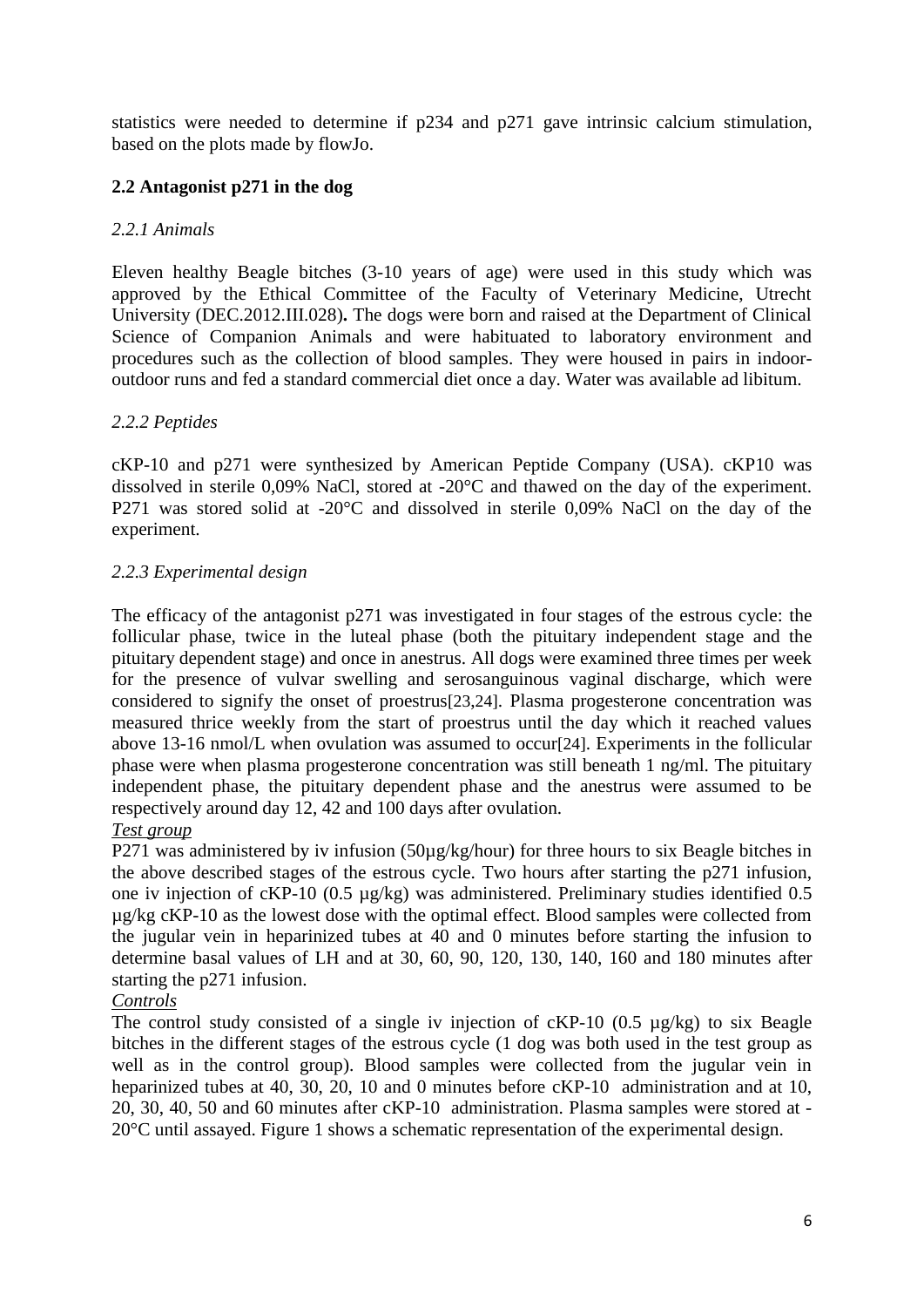statistics were needed to determine if p234 and p271 gave intrinsic calcium stimulation, based on the plots made by flowJo.

### 2.2 Antagonist p271 in the dog

*2.2.1 Animals*

Eleven healthy Beagle bitches (3-10 years of age) were used in this study which was approved by the Ethical Committee of the Faculty of Veterinary Medicine, Utrecht University (DEC.2012.III.028)**.** The dogs were born and raised at the Department of Clinical Science of Companion Animals and were habituated to laboratory environment and procedures such as the collection of blood samples. They were housed in pairs in indoor-outdoor runs and fed a standard commercial diet once a day. Water was available ad libitum.

*2.2.2 Peptides*

cKP-10 and p271 were synthesized by American Peptide Company (USA). cKP10 was dissolved in sterile 0,09% NaCl, stored at -20°C and thawed on the day of the experiment. P271 was stored solid at -20°C and dissolved in sterile 0,09% NaCl on the day of the experiment.

*2.2.3 Experimental design*

The efficacy of the antagonist p271 was investigated in four stages of the estrous cycle: the follicular phase, twice in the luteal phase (both the pituitary independent stage and the pituitary dependent stage) and once in anestrus. All dogs were examined three times per week for the presence of vulvar swelling and serosanguinous vaginal discharge, which were considered to signify the onset of proestrus[23,24]. Plasma progesterone concentration was measured thrice weekly from the start of proestrus until the day which it reached values above 13-16 nmol/L when ovulation was assumed to occur[24]. Experiments in the follicular phase were when plasma progesterone concentration was still beneath 1 ng/ml. The pituitary independent phase, the pituitary dependent phase and the anestrus were assumed to be respectively around day 12, 42 and 100 days after ovulation.

<u>*Test group*</u>

P271 was administered by iv infusion (50µg/kg/hour) for three hours to six Beagle bitches in the above described stages of the estrous cycle. Two hours after starting the p271 infusion, one iv injection of cKP-10 (0.5 µg/kg) was administered. Preliminary studies identified 0.5 µg/kg cKP-10 as the lowest dose with the optimal effect. Blood samples were collected from the jugular vein in heparinized tubes at 40 and 0 minutes before starting the infusion to determine basal values of LH and at 30, 60, 90, 120, 130, 140, 160 and 180 minutes after starting the p271 infusion.

<u>*Controls*</u>

The control study consisted of a single iv injection of cKP-10 (0.5 µg/kg) to six Beagle bitches in the different stages of the estrous cycle (1 dog was both used in the test group as well as in the control group). Blood samples were collected from the jugular vein in heparinized tubes at 40, 30, 20, 10 and 0 minutes before cKP-10 administration and at 10, 20, 30, 40, 50 and 60 minutes after cKP-10 administration. Plasma samples were stored at -20°C until assayed. Figure 1 shows a schematic representation of the experimental design.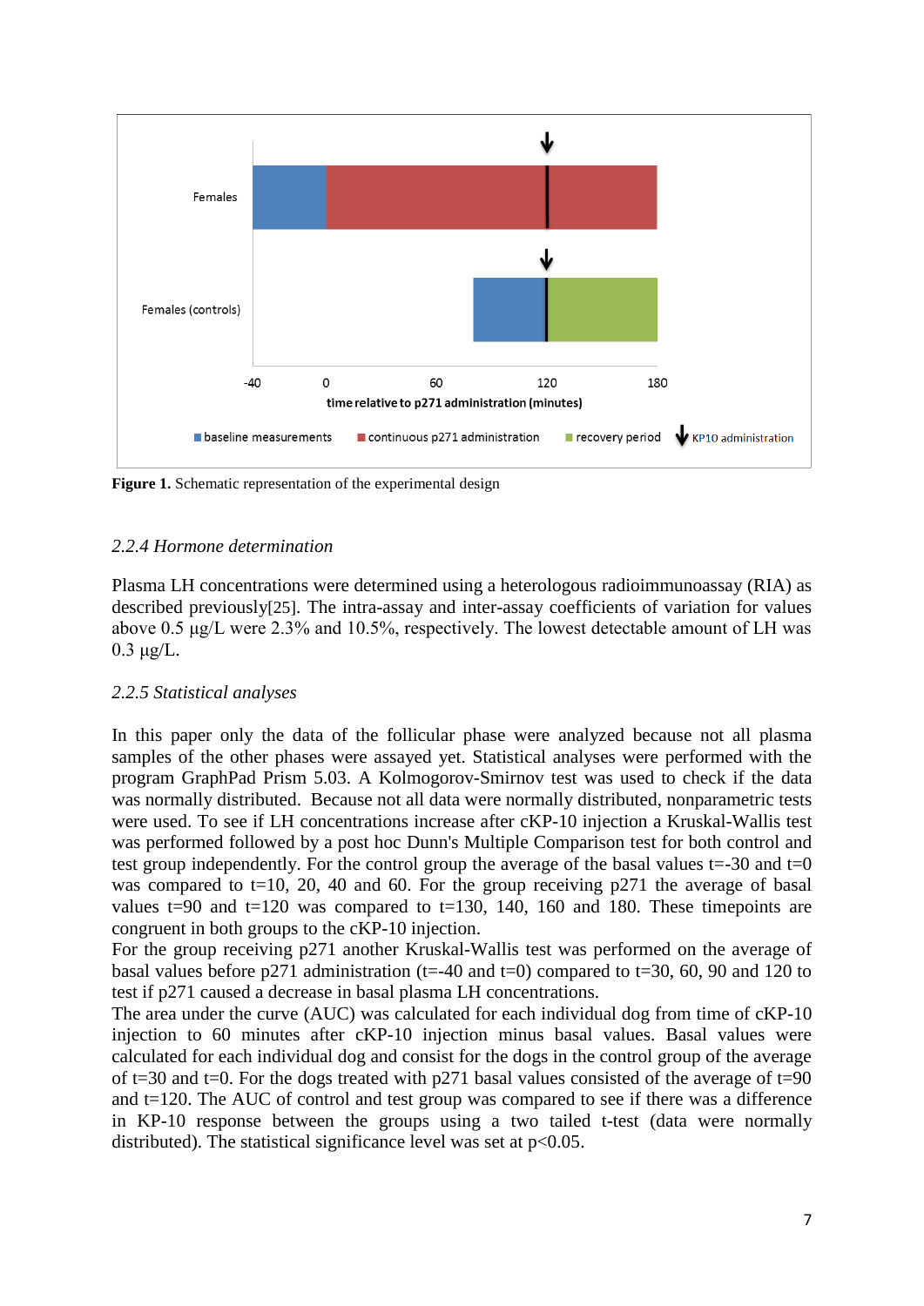**Figure 1.** Schematic representation of the experimental design

### *2.2.4 Hormone determination*

Plasma LH concentrations were determined using a heterologous radioimmunoassay (RIA) as described previously[25]. The intra-assay and inter-assay coefficients of variation for values above 0.5 µg/L were 2.3% and 10.5%, respectively. The lowest detectable amount of LH was 0.3 µg/L.

### *2.2.5 Statistical analyses*

In this paper only the data of the follicular phase were analyzed because not all plasma samples of the other phases were assayed yet. Statistical analyses were performed with the program GraphPad Prism 5.03. A Kolmogorov-Smirnov test was used to check if the data was normally distributed. Because not all data were normally distributed, nonparametric tests were used. To see if LH concentrations increase after cKP-10 injection a Kruskal-Wallis test was performed followed by a post hoc Dunn's Multiple Comparison test for both control and test group independently. For the control group the average of the basal values t=-30 and t=0 was compared to t=10, 20, 40 and 60. For the group receiving p271 the average of basal values t=90 and t=120 was compared to t=130, 140, 160 and 180. These timepoints are congruent in both groups to the cKP-10 injection.
For the group receiving p271 another Kruskal-Wallis test was performed on the average of basal values before p271 administration (t=-40 and t=0) compared to t=30, 60, 90 and 120 to test if p271 caused a decrease in basal plasma LH concentrations.
The area under the curve (AUC) was calculated for each individual dog from time of cKP-10 injection to 60 minutes after cKP-10 injection minus basal values. Basal values were calculated for each individual dog and consist for the dogs in the control group of the average of t=30 and t=0. For the dogs treated with p271 basal values consisted of the average of t=90 and t=120. The AUC of control and test group was compared to see if there was a difference in KP-10 response between the groups using a two tailed t-test (data were normally distributed). The statistical significance level was set at $p<0.05$.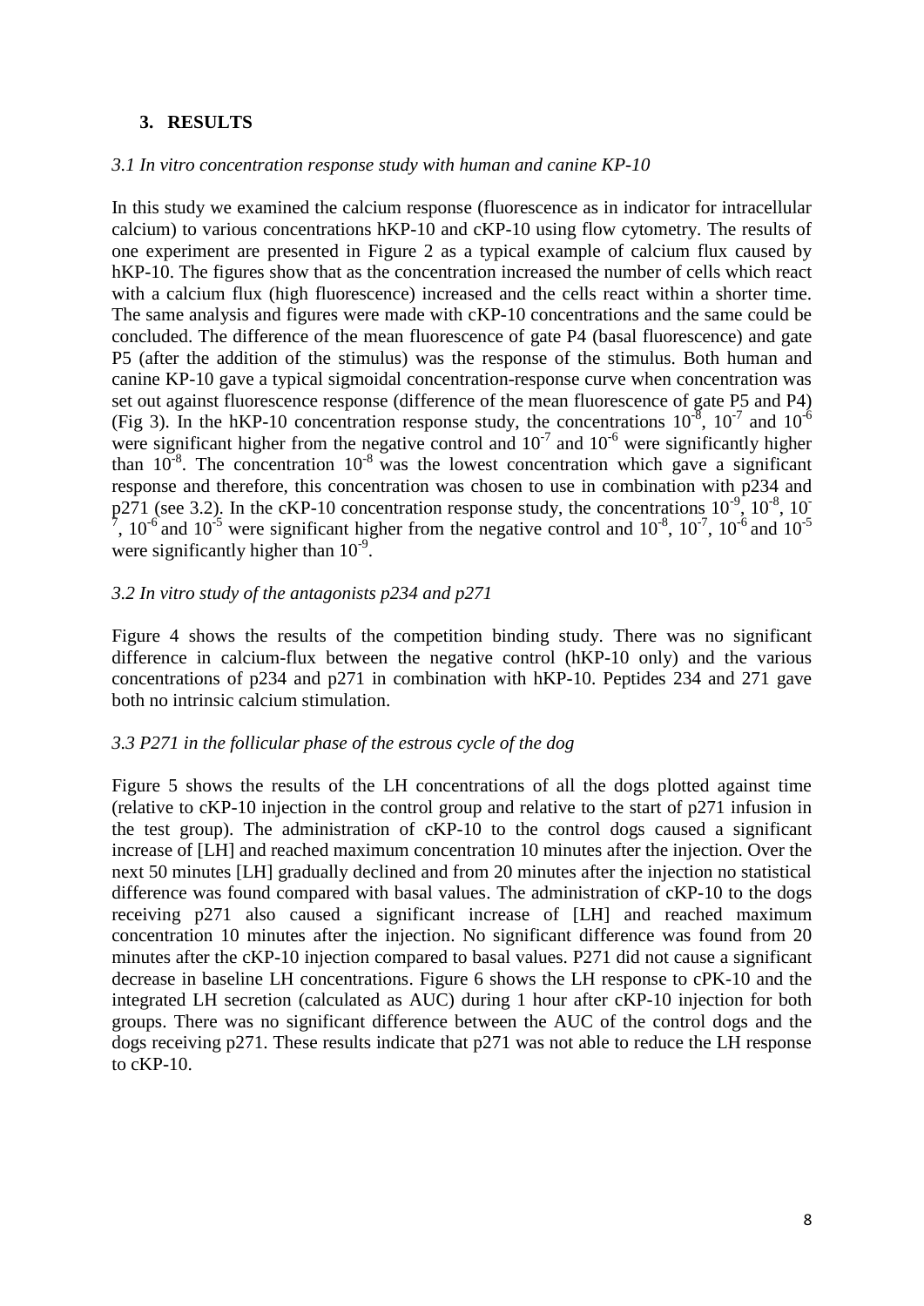### 3. RESULTS

#### *3.1 In vitro concentration response study with human and canine KP-10*

In this study we examined the calcium response (fluorescence as in indicator for intracellular calcium) to various concentrations hKP-10 and cKP-10 using flow cytometry. The results of one experiment are presented in Figure 2 as a typical example of calcium flux caused by hKP-10. The figures show that as the concentration increased the number of cells which react with a calcium flux (high fluorescence) increased and the cells react within a shorter time. The same analysis and figures were made with cKP-10 concentrations and the same could be concluded. The difference of the mean fluorescence of gate P4 (basal fluorescence) and gate P5 (after the addition of the stimulus) was the response of the stimulus. Both human and canine KP-10 gave a typical sigmoidal concentration-response curve when concentration was set out against fluorescence response (difference of the mean fluorescence of gate P5 and P4) (Fig 3). In the hKP-10 concentration response study, the concentrations $10^{-8}$, $10^{-7}$ and $10^{-6}$ were significant higher from the negative control and $10^{-7}$ and $10^{-6}$ were significantly higher than $10^{-8}$. The concentration $10^{-8}$ was the lowest concentration which gave a significant response and therefore, this concentration was chosen to use in combination with p234 and p271 (see 3.2). In the cKP-10 concentration response study, the concentrations $10^{-9}$, $10^{-8}$, $10^{-7}$, $10^{-6}$ and $10^{-5}$ were significant higher from the negative control and $10^{-8}$, $10^{-7}$, $10^{-6}$ and $10^{-5}$ were significantly higher than $10^{-9}$.

#### *3.2 In vitro study of the antagonists p234 and p271*

Figure 4 shows the results of the competition binding study. There was no significant difference in calcium-flux between the negative control (hKP-10 only) and the various concentrations of p234 and p271 in combination with hKP-10. Peptides 234 and 271 gave both no intrinsic calcium stimulation.

#### *3.3 P271 in the follicular phase of the estrous cycle of the dog*

Figure 5 shows the results of the LH concentrations of all the dogs plotted against time (relative to cKP-10 injection in the control group and relative to the start of p271 infusion in the test group). The administration of cKP-10 to the control dogs caused a significant increase of [LH] and reached maximum concentration 10 minutes after the injection. Over the next 50 minutes [LH] gradually declined and from 20 minutes after the injection no statistical difference was found compared with basal values. The administration of cKP-10 to the dogs receiving p271 also caused a significant increase of [LH] and reached maximum concentration 10 minutes after the injection. No significant difference was found from 20 minutes after the cKP-10 injection compared to basal values. P271 did not cause a significant decrease in baseline LH concentrations. Figure 6 shows the LH response to cPK-10 and the integrated LH secretion (calculated as AUC) during 1 hour after cKP-10 injection for both groups. There was no significant difference between the AUC of the control dogs and the dogs receiving p271. These results indicate that p271 was not able to reduce the LH response to cKP-10.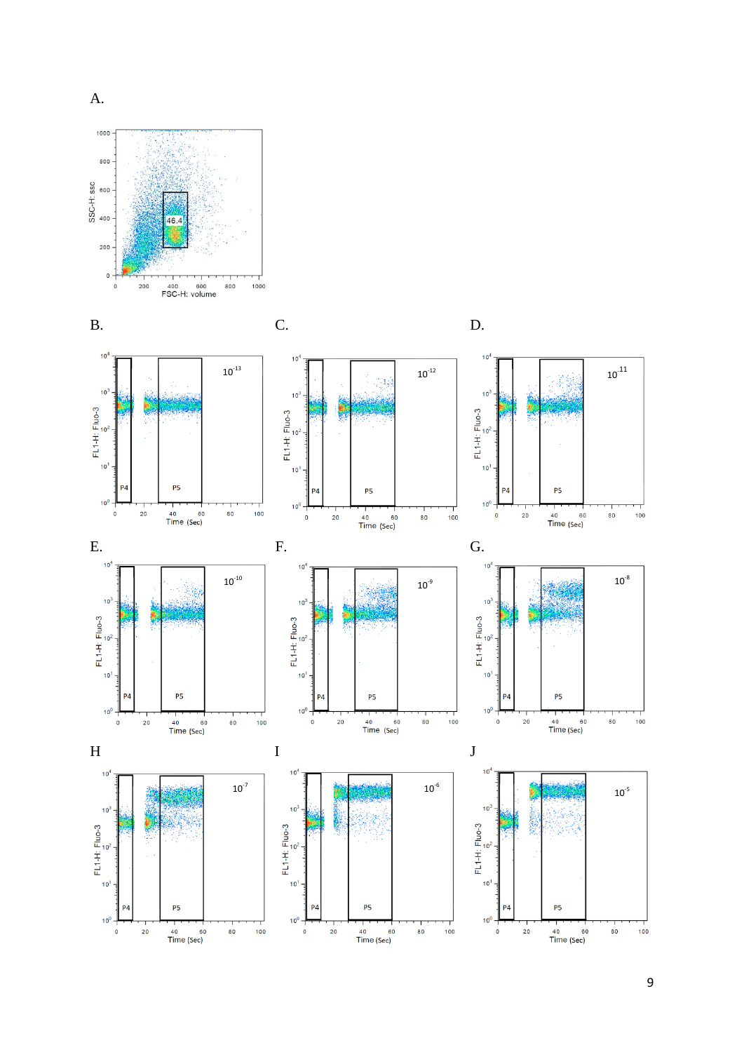A.

B.

C.

D.

E.

F.

G.

H

I

J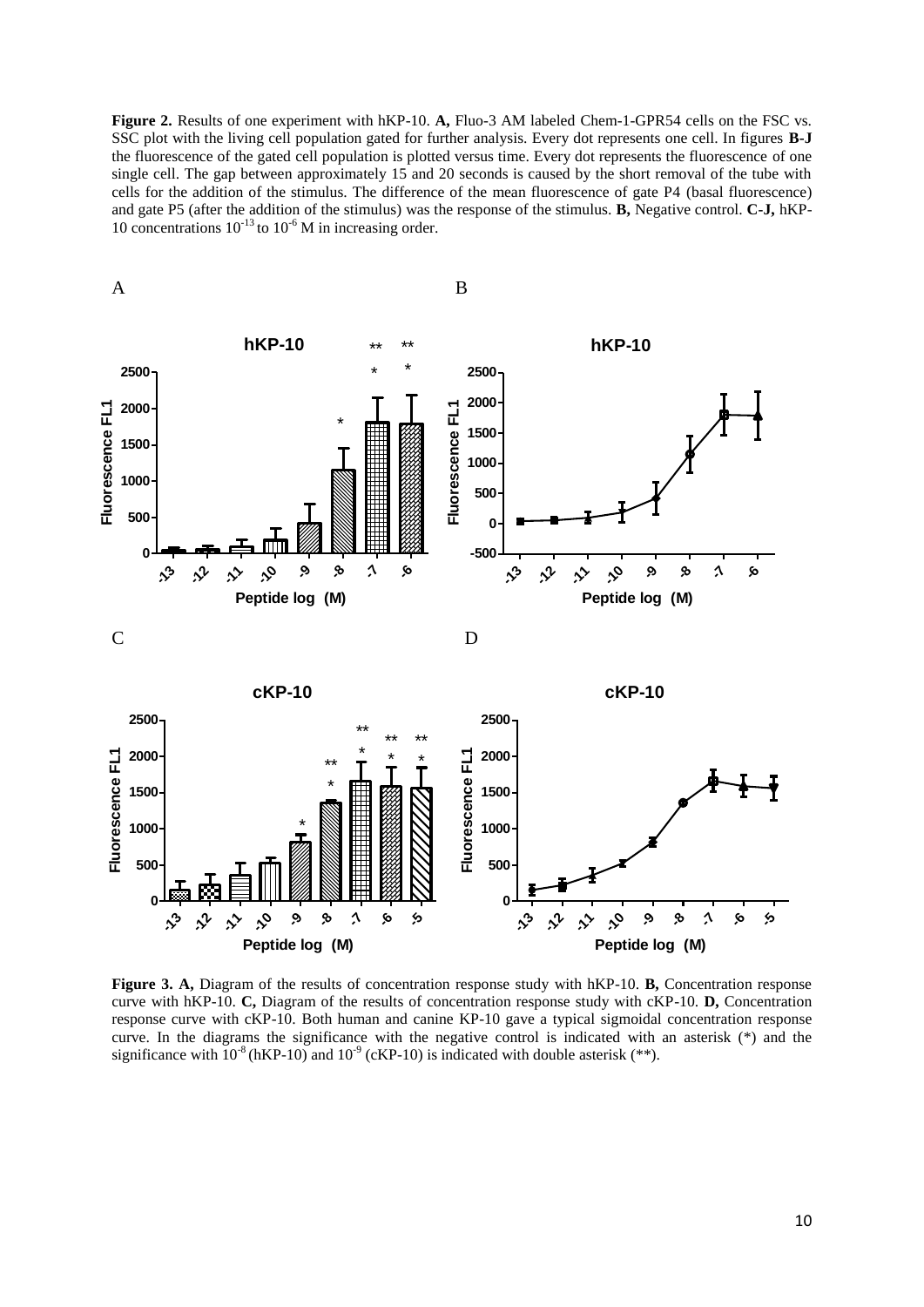**Figure 2.** Results of one experiment with hKP-10. **A,** Fluo-3 AM labeled Chem-1-GPR54 cells on the FSC vs. SSC plot with the living cell population gated for further analysis. Every dot represents one cell. In figures **B-J** the fluorescence of the gated cell population is plotted versus time. Every dot represents the fluorescence of one single cell. The gap between approximately 15 and 20 seconds is caused by the short removal of the tube with cells for the addition of the stimulus. The difference of the mean fluorescence of gate P4 (basal fluorescence) and gate P5 (after the addition of the stimulus) was the response of the stimulus. **B,** Negative control. **C-J,** hKP-10 concentrations $10^{-13}$ to $10^{-6}$ M in increasing order.

**Figure 3. A,** Diagram of the results of concentration response study with hKP-10. **B,** Concentration response curve with hKP-10. **C,** Diagram of the results of concentration response study with cKP-10. **D,** Concentration response curve with cKP-10. Both human and canine KP-10 gave a typical sigmoidal concentration response curve. In the diagrams the significance with the negative control is indicated with an asterisk (*) and the significance with $10^{-8}$ (hKP-10) and $10^{-9}$ (cKP-10) is indicated with double asterisk (**).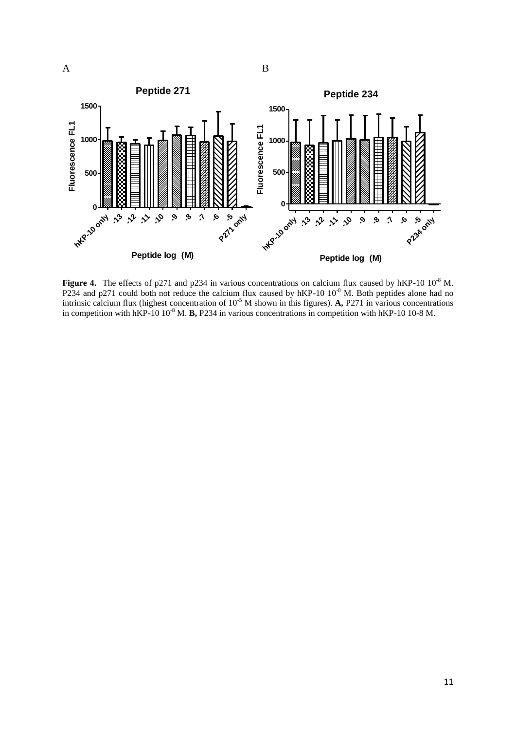**Figure 4.** The effects of p271 and p234 in various concentrations on calcium flux caused by hKP-10 $10^{-8}$ M. P234 and p271 could both not reduce the calcium flux caused by hKP-10 $10^{-8}$ M. Both peptides alone had no intrinsic calcium flux (highest concentration of $10^{-5}$ M shown in this figures). **A,** P271 in various concentrations in competition with hKP-10 $10^{-8}$ M. **B,** P234 in various concentrations in competition with hKP-10 10-8 M.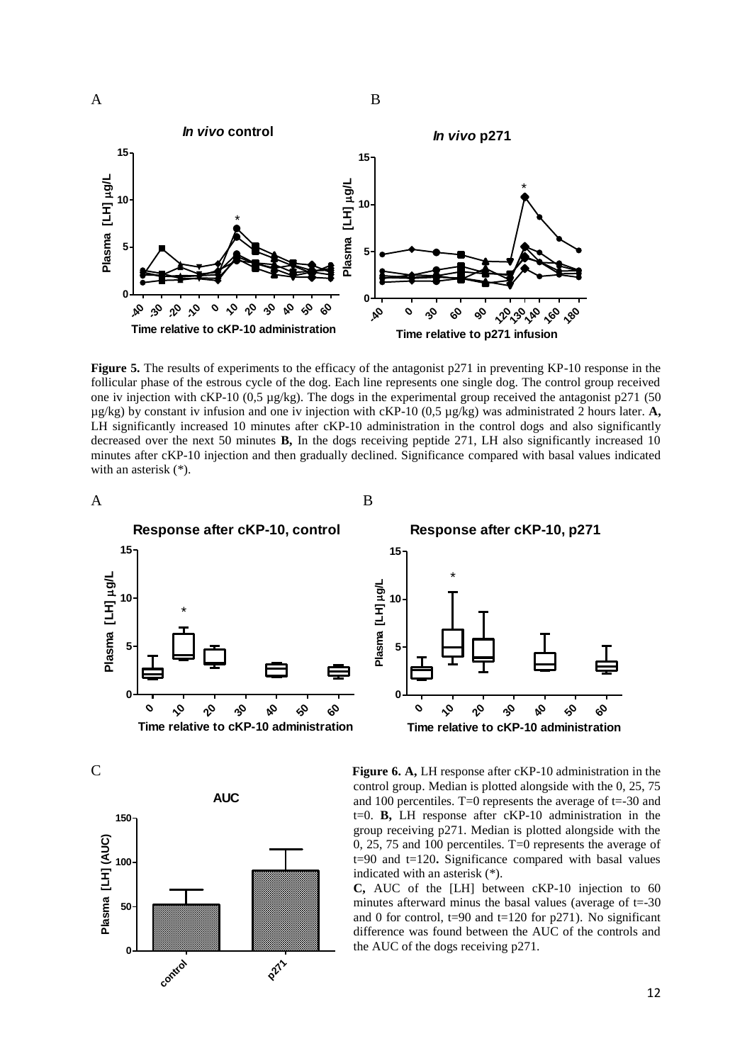**Figure 5.** The results of experiments to the efficacy of the antagonist p271 in preventing KP-10 response in the follicular phase of the estrous cycle of the dog. Each line represents one single dog. The control group received one iv injection with cKP-10 (0,5 µg/kg). The dogs in the experimental group received the antagonist p271 (50 µg/kg) by constant iv infusion and one iv injection with cKP-10 (0,5 µg/kg) was administrated 2 hours later. **A,** LH significantly increased 10 minutes after cKP-10 administration in the control dogs and also significantly decreased over the next 50 minutes **B,** In the dogs receiving peptide 271, LH also significantly increased 10 minutes after cKP-10 injection and then gradually declined. Significance compared with basal values indicated with an asterisk (*).

**Figure 6. A,** LH response after cKP-10 administration in the control group. Median is plotted alongside with the 0, 25, 75 and 100 percentiles. T=0 represents the average of t=-30 and t=0. **B,** LH response after cKP-10 administration in the group receiving p271. Median is plotted alongside with the 0, 25, 75 and 100 percentiles. T=0 represents the average of t=90 and t=120**.** Significance compared with basal values indicated with an asterisk (*).

**C,** AUC of the [LH] between cKP-10 injection to 60 minutes afterward minus the basal values (average of t=-30 and 0 for control, t=90 and t=120 for p271). No significant difference was found between the AUC of the controls and the AUC of the dogs receiving p271.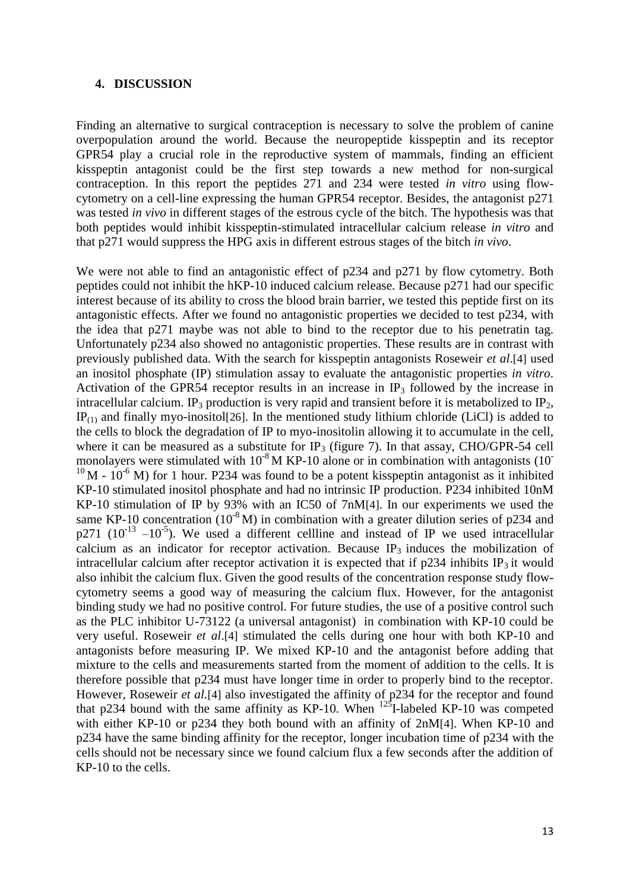## 4. DISCUSSION

Finding an alternative to surgical contraception is necessary to solve the problem of canine overpopulation around the world. Because the neuropeptide kisspeptin and its receptor GPR54 play a crucial role in the reproductive system of mammals, finding an efficient kisspeptin antagonist could be the first step towards a new method for non-surgical contraception. In this report the peptides 271 and 234 were tested *in vitro* using flow-cytometry on a cell-line expressing the human GPR54 receptor. Besides, the antagonist p271 was tested *in vivo* in different stages of the estrous cycle of the bitch. The hypothesis was that both peptides would inhibit kisspeptin-stimulated intracellular calcium release *in vitro* and that p271 would suppress the HPG axis in different estrous stages of the bitch *in vivo*.

We were not able to find an antagonistic effect of p234 and p271 by flow cytometry. Both peptides could not inhibit the hKP-10 induced calcium release. Because p271 had our specific interest because of its ability to cross the blood brain barrier, we tested this peptide first on its antagonistic effects. After we found no antagonistic properties we decided to test p234, with the idea that p271 maybe was not able to bind to the receptor due to his penetratin tag. Unfortunately p234 also showed no antagonistic properties. These results are in contrast with previously published data. With the search for kisspeptin antagonists Roseweir *et al*.[4] used an inositol phosphate (IP) stimulation assay to evaluate the antagonistic properties *in vitro*. Activation of the GPR54 receptor results in an increase in $IP_3$ followed by the increase in intracellular calcium. $IP_3$ production is very rapid and transient before it is metabolized to $IP_2$, $IP_{(1)}$ and finally myo-inositol[26]. In the mentioned study lithium chloride (LiCl) is added to the cells to block the degradation of IP to myo-inositolin allowing it to accumulate in the cell, where it can be measured as a substitute for $IP_3$ (figure 7). In that assay, CHO/GPR-54 cell monolayers were stimulated with $10^{-8}$ M KP-10 alone or in combination with antagonists ($10^{-10}$ M - $10^{-6}$ M) for 1 hour. P234 was found to be a potent kisspeptin antagonist as it inhibited KP-10 stimulated inositol phosphate and had no intrinsic IP production. P234 inhibited 10nM KP-10 stimulation of IP by 93% with an IC50 of 7nM[4]. In our experiments we used the same KP-10 concentration ($10^{-8}$ M) in combination with a greater dilution series of p234 and p271 ($10^{-13}$ –$10^{-5}$). We used a different cellline and instead of IP we used intracellular calcium as an indicator for receptor activation. Because $IP_3$ induces the mobilization of intracellular calcium after receptor activation it is expected that if p234 inhibits $IP_3$ it would also inhibit the calcium flux. Given the good results of the concentration response study flow-cytometry seems a good way of measuring the calcium flux. However, for the antagonist binding study we had no positive control. For future studies, the use of a positive control such as the PLC inhibitor U-73122 (a universal antagonist) in combination with KP-10 could be very useful. Roseweir *et al*.[4] stimulated the cells during one hour with both KP-10 and antagonists before measuring IP. We mixed KP-10 and the antagonist before adding that mixture to the cells and measurements started from the moment of addition to the cells. It is therefore possible that p234 must have longer time in order to properly bind to the receptor. However, Roseweir *et al.*[4] also investigated the affinity of p234 for the receptor and found that p234 bound with the same affinity as KP-10. When $^{125}$I-labeled KP-10 was competed with either KP-10 or p234 they both bound with an affinity of 2nM[4]. When KP-10 and p234 have the same binding affinity for the receptor, longer incubation time of p234 with the cells should not be necessary since we found calcium flux a few seconds after the addition of KP-10 to the cells.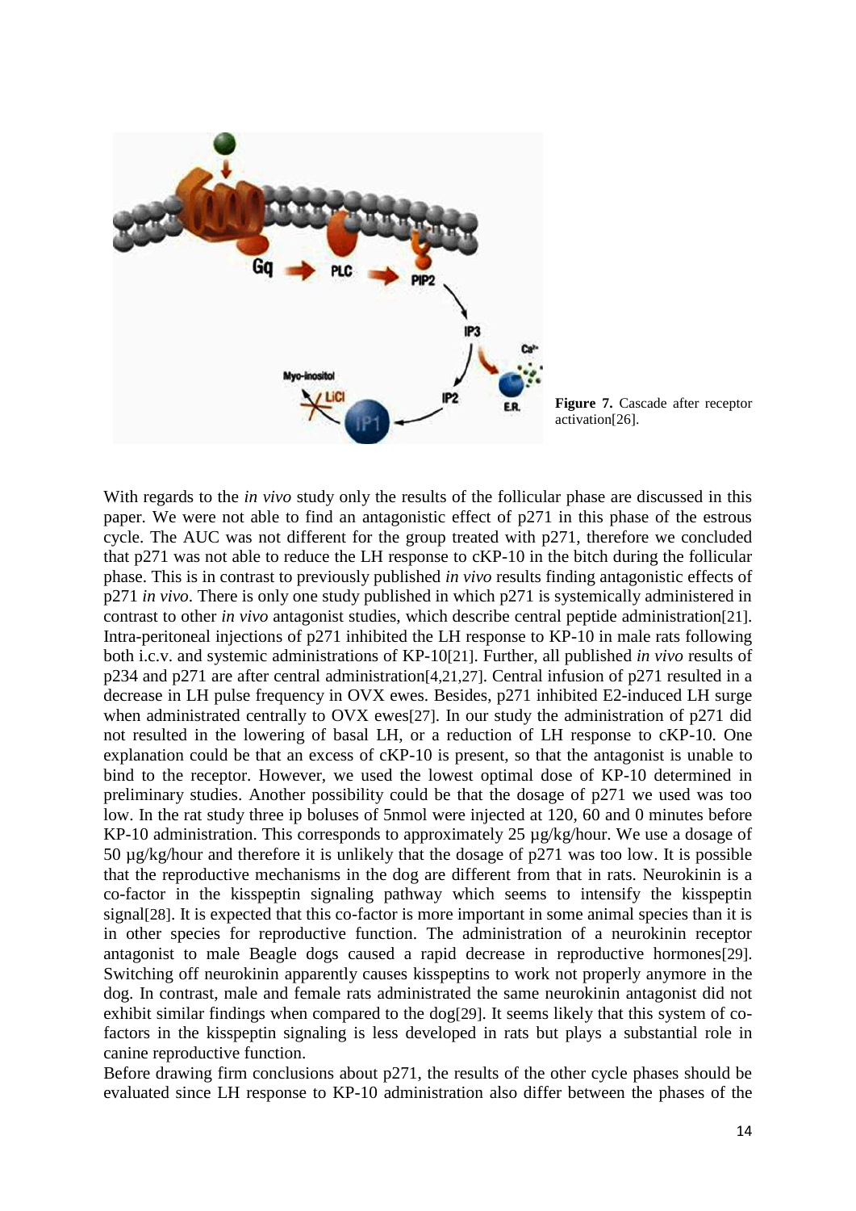**Figure 7.** Cascade after receptor activation[26].

With regards to the *in vivo* study only the results of the follicular phase are discussed in this paper. We were not able to find an antagonistic effect of p271 in this phase of the estrous cycle. The AUC was not different for the group treated with p271, therefore we concluded that p271 was not able to reduce the LH response to cKP-10 in the bitch during the follicular phase. This is in contrast to previously published *in vivo* results finding antagonistic effects of p271 *in vivo*. There is only one study published in which p271 is systemically administered in contrast to other *in vivo* antagonist studies, which describe central peptide administration[21]. Intra-peritoneal injections of p271 inhibited the LH response to KP-10 in male rats following both i.c.v. and systemic administrations of KP-10[21]. Further, all published *in vivo* results of p234 and p271 are after central administration[4,21,27]. Central infusion of p271 resulted in a decrease in LH pulse frequency in OVX ewes. Besides, p271 inhibited E2-induced LH surge when administrated centrally to OVX ewes[27]. In our study the administration of p271 did not resulted in the lowering of basal LH, or a reduction of LH response to cKP-10. One explanation could be that an excess of cKP-10 is present, so that the antagonist is unable to bind to the receptor. However, we used the lowest optimal dose of KP-10 determined in preliminary studies. Another possibility could be that the dosage of p271 we used was too low. In the rat study three ip boluses of 5nmol were injected at 120, 60 and 0 minutes before KP-10 administration. This corresponds to approximately 25 µg/kg/hour. We use a dosage of 50 µg/kg/hour and therefore it is unlikely that the dosage of p271 was too low. It is possible that the reproductive mechanisms in the dog are different from that in rats. Neurokinin is a co-factor in the kisspeptin signaling pathway which seems to intensify the kisspeptin signal[28]. It is expected that this co-factor is more important in some animal species than it is in other species for reproductive function. The administration of a neurokinin receptor antagonist to male Beagle dogs caused a rapid decrease in reproductive hormones[29]. Switching off neurokinin apparently causes kisspeptins to work not properly anymore in the dog. In contrast, male and female rats administrated the same neurokinin antagonist did not exhibit similar findings when compared to the dog[29]. It seems likely that this system of co-factors in the kisspeptin signaling is less developed in rats but plays a substantial role in canine reproductive function.

Before drawing firm conclusions about p271, the results of the other cycle phases should be evaluated since LH response to KP-10 administration also differ between the phases of the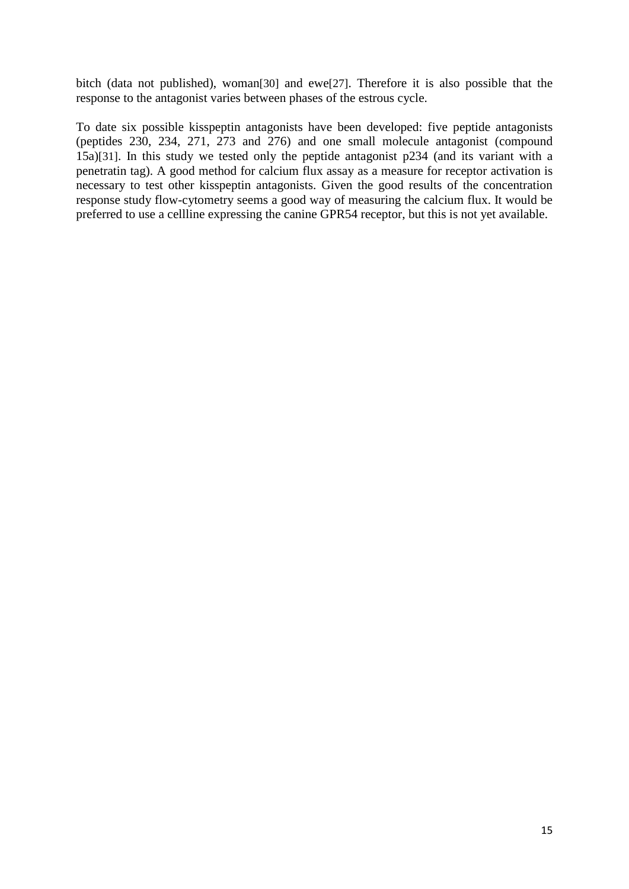bitch (data not published), woman[30] and ewe[27]. Therefore it is also possible that the response to the antagonist varies between phases of the estrous cycle.

To date six possible kisspeptin antagonists have been developed: five peptide antagonists (peptides 230, 234, 271, 273 and 276) and one small molecule antagonist (compound 15a)[31]. In this study we tested only the peptide antagonist p234 (and its variant with a penetratin tag). A good method for calcium flux assay as a measure for receptor activation is necessary to test other kisspeptin antagonists. Given the good results of the concentration response study flow-cytometry seems a good way of measuring the calcium flux. It would be preferred to use a cellline expressing the canine GPR54 receptor, but this is not yet available.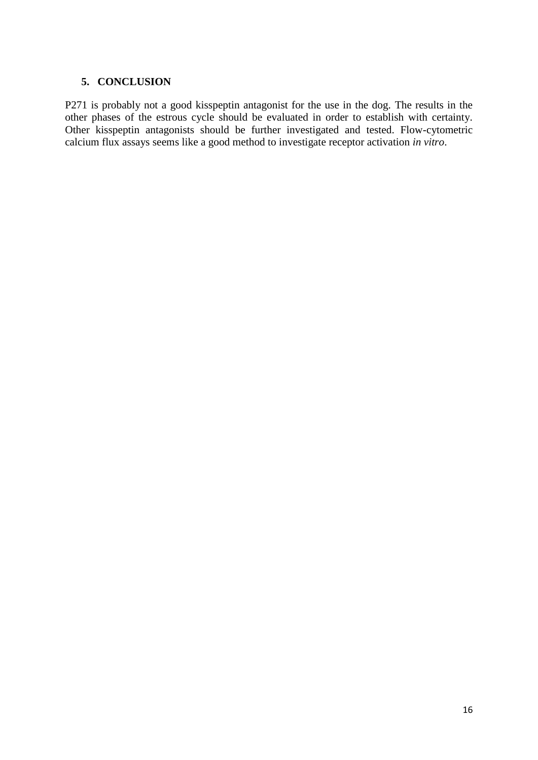## 5. CONCLUSION

P271 is probably not a good kisspeptin antagonist for the use in the dog. The results in the other phases of the estrous cycle should be evaluated in order to establish with certainty. Other kisspeptin antagonists should be further investigated and tested. Flow-cytometric calcium flux assays seems like a good method to investigate receptor activation *in vitro*.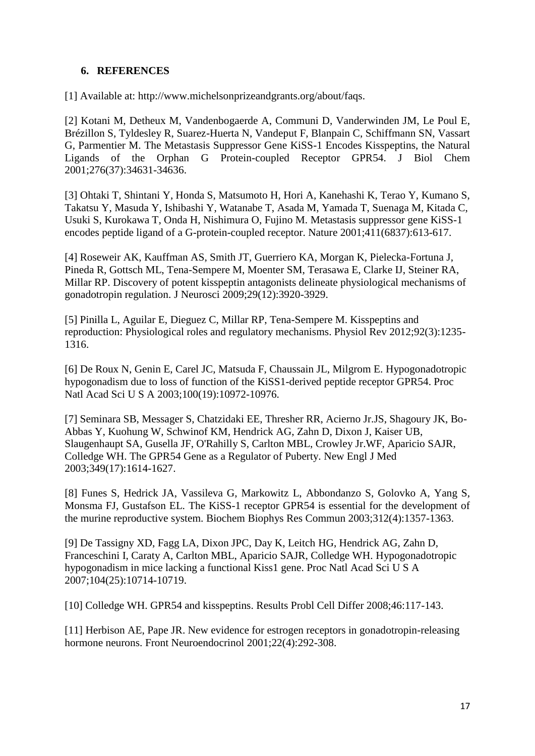## 6. REFERENCES

[1] Available at: http://www.michelsonprizeandgrants.org/about/faqs.

[2] Kotani M, Detheux M, Vandenbogaerde A, Communi D, Vanderwinden JM, Le Poul E, Brézillon S, Tyldesley R, Suarez-Huerta N, Vandeput F, Blanpain C, Schiffmann SN, Vassart G, Parmentier M. The Metastasis Suppressor Gene KiSS-1 Encodes Kisspeptins, the Natural Ligands of the Orphan G Protein-coupled Receptor GPR54. J Biol Chem 2001;276(37):34631-34636.

[3] Ohtaki T, Shintani Y, Honda S, Matsumoto H, Hori A, Kanehashi K, Terao Y, Kumano S, Takatsu Y, Masuda Y, Ishibashi Y, Watanabe T, Asada M, Yamada T, Suenaga M, Kitada C, Usuki S, Kurokawa T, Onda H, Nishimura O, Fujino M. Metastasis suppressor gene KiSS-1 encodes peptide ligand of a G-protein-coupled receptor. Nature 2001;411(6837):613-617.

[4] Roseweir AK, Kauffman AS, Smith JT, Guerriero KA, Morgan K, Pielecka-Fortuna J, Pineda R, Gottsch ML, Tena-Sempere M, Moenter SM, Terasawa E, Clarke IJ, Steiner RA, Millar RP. Discovery of potent kisspeptin antagonists delineate physiological mechanisms of gonadotropin regulation. J Neurosci 2009;29(12):3920-3929.

[5] Pinilla L, Aguilar E, Dieguez C, Millar RP, Tena-Sempere M. Kisspeptins and reproduction: Physiological roles and regulatory mechanisms. Physiol Rev 2012;92(3):1235-1316.

[6] De Roux N, Genin E, Carel JC, Matsuda F, Chaussain JL, Milgrom E. Hypogonadotropic hypogonadism due to loss of function of the KiSS1-derived peptide receptor GPR54. Proc Natl Acad Sci U S A 2003;100(19):10972-10976.

[7] Seminara SB, Messager S, Chatzidaki EE, Thresher RR, Acierno Jr.JS, Shagoury JK, Bo-Abbas Y, Kuohung W, Schwinof KM, Hendrick AG, Zahn D, Dixon J, Kaiser UB, Slaugenhaupt SA, Gusella JF, O'Rahilly S, Carlton MBL, Crowley Jr.WF, Aparicio SAJR, Colledge WH. The GPR54 Gene as a Regulator of Puberty. New Engl J Med 2003;349(17):1614-1627.

[8] Funes S, Hedrick JA, Vassileva G, Markowitz L, Abbondanzo S, Golovko A, Yang S, Monsma FJ, Gustafson EL. The KiSS-1 receptor GPR54 is essential for the development of the murine reproductive system. Biochem Biophys Res Commun 2003;312(4):1357-1363.

[9] De Tassigny XD, Fagg LA, Dixon JPC, Day K, Leitch HG, Hendrick AG, Zahn D, Franceschini I, Caraty A, Carlton MBL, Aparicio SAJR, Colledge WH. Hypogonadotropic hypogonadism in mice lacking a functional Kiss1 gene. Proc Natl Acad Sci U S A 2007;104(25):10714-10719.

[10] Colledge WH. GPR54 and kisspeptins. Results Probl Cell Differ 2008;46:117-143.

[11] Herbison AE, Pape JR. New evidence for estrogen receptors in gonadotropin-releasing hormone neurons. Front Neuroendocrinol 2001;22(4):292-308.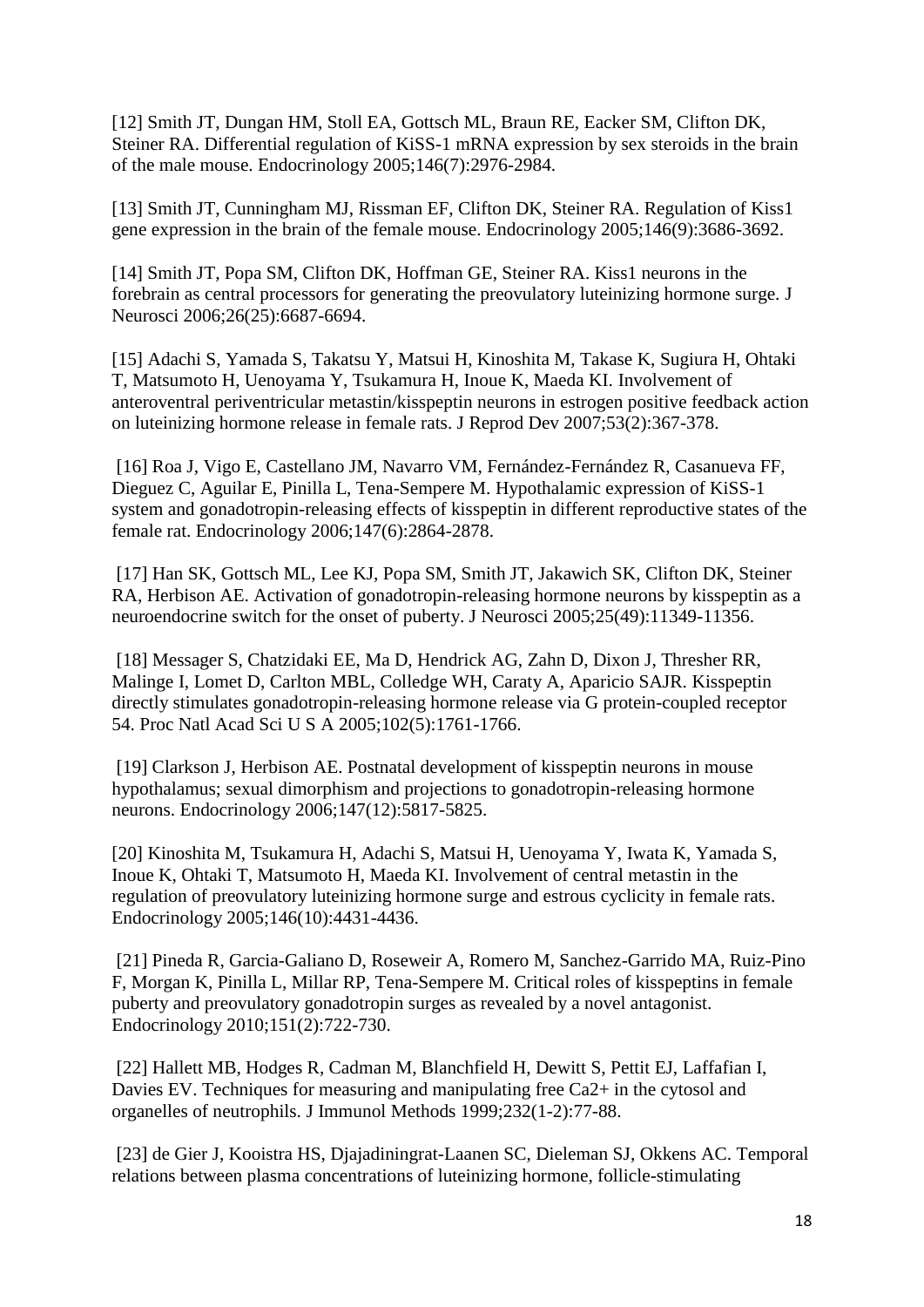[12] Smith JT, Dungan HM, Stoll EA, Gottsch ML, Braun RE, Eacker SM, Clifton DK, Steiner RA. Differential regulation of KiSS-1 mRNA expression by sex steroids in the brain of the male mouse. Endocrinology 2005;146(7):2976-2984.

[13] Smith JT, Cunningham MJ, Rissman EF, Clifton DK, Steiner RA. Regulation of Kiss1 gene expression in the brain of the female mouse. Endocrinology 2005;146(9):3686-3692.

[14] Smith JT, Popa SM, Clifton DK, Hoffman GE, Steiner RA. Kiss1 neurons in the forebrain as central processors for generating the preovulatory luteinizing hormone surge. J Neurosci 2006;26(25):6687-6694.

[15] Adachi S, Yamada S, Takatsu Y, Matsui H, Kinoshita M, Takase K, Sugiura H, Ohtaki T, Matsumoto H, Uenoyama Y, Tsukamura H, Inoue K, Maeda KI. Involvement of anteroventral periventricular metastin/kisspeptin neurons in estrogen positive feedback action on luteinizing hormone release in female rats. J Reprod Dev 2007;53(2):367-378.

[16] Roa J, Vigo E, Castellano JM, Navarro VM, Fernández-Fernández R, Casanueva FF, Dieguez C, Aguilar E, Pinilla L, Tena-Sempere M. Hypothalamic expression of KiSS-1 system and gonadotropin-releasing effects of kisspeptin in different reproductive states of the female rat. Endocrinology 2006;147(6):2864-2878.

[17] Han SK, Gottsch ML, Lee KJ, Popa SM, Smith JT, Jakawich SK, Clifton DK, Steiner RA, Herbison AE. Activation of gonadotropin-releasing hormone neurons by kisspeptin as a neuroendocrine switch for the onset of puberty. J Neurosci 2005;25(49):11349-11356.

[18] Messager S, Chatzidaki EE, Ma D, Hendrick AG, Zahn D, Dixon J, Thresher RR, Malinge I, Lomet D, Carlton MBL, Colledge WH, Caraty A, Aparicio SAJR. Kisspeptin directly stimulates gonadotropin-releasing hormone release via G protein-coupled receptor 54. Proc Natl Acad Sci U S A 2005;102(5):1761-1766.

[19] Clarkson J, Herbison AE. Postnatal development of kisspeptin neurons in mouse hypothalamus; sexual dimorphism and projections to gonadotropin-releasing hormone neurons. Endocrinology 2006;147(12):5817-5825.

[20] Kinoshita M, Tsukamura H, Adachi S, Matsui H, Uenoyama Y, Iwata K, Yamada S, Inoue K, Ohtaki T, Matsumoto H, Maeda KI. Involvement of central metastin in the regulation of preovulatory luteinizing hormone surge and estrous cyclicity in female rats. Endocrinology 2005;146(10):4431-4436.

[21] Pineda R, Garcia-Galiano D, Roseweir A, Romero M, Sanchez-Garrido MA, Ruiz-Pino F, Morgan K, Pinilla L, Millar RP, Tena-Sempere M. Critical roles of kisspeptins in female puberty and preovulatory gonadotropin surges as revealed by a novel antagonist. Endocrinology 2010;151(2):722-730.

[22] Hallett MB, Hodges R, Cadman M, Blanchfield H, Dewitt S, Pettit EJ, Laffafian I, Davies EV. Techniques for measuring and manipulating free Ca2+ in the cytosol and organelles of neutrophils. J Immunol Methods 1999;232(1-2):77-88.

[23] de Gier J, Kooistra HS, Djajadiningrat-Laanen SC, Dieleman SJ, Okkens AC. Temporal relations between plasma concentrations of luteinizing hormone, follicle-stimulating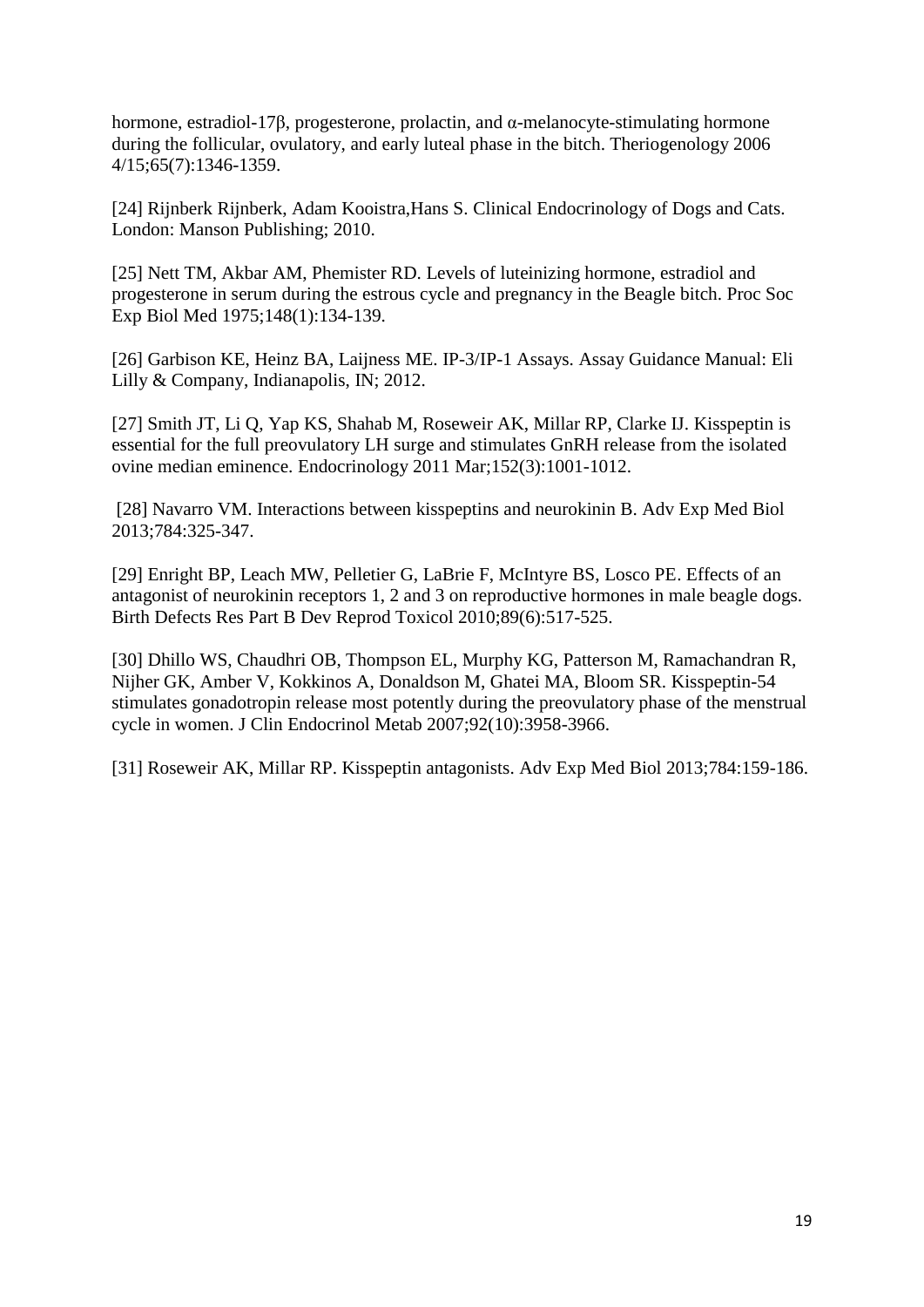hormone, estradiol-17β, progesterone, prolactin, and α-melanocyte-stimulating hormone during the follicular, ovulatory, and early luteal phase in the bitch. Theriogenology 2006 4/15;65(7):1346-1359.

[24] Rijnberk Rijnberk, Adam Kooistra,Hans S. Clinical Endocrinology of Dogs and Cats. London: Manson Publishing; 2010.

[25] Nett TM, Akbar AM, Phemister RD. Levels of luteinizing hormone, estradiol and progesterone in serum during the estrous cycle and pregnancy in the Beagle bitch. Proc Soc Exp Biol Med 1975;148(1):134-139.

[26] Garbison KE, Heinz BA, Laijness ME. IP-3/IP-1 Assays. Assay Guidance Manual: Eli Lilly & Company, Indianapolis, IN; 2012.

[27] Smith JT, Li Q, Yap KS, Shahab M, Roseweir AK, Millar RP, Clarke IJ. Kisspeptin is essential for the full preovulatory LH surge and stimulates GnRH release from the isolated ovine median eminence. Endocrinology 2011 Mar;152(3):1001-1012.

[28] Navarro VM. Interactions between kisspeptins and neurokinin B. Adv Exp Med Biol 2013;784:325-347.

[29] Enright BP, Leach MW, Pelletier G, LaBrie F, McIntyre BS, Losco PE. Effects of an antagonist of neurokinin receptors 1, 2 and 3 on reproductive hormones in male beagle dogs. Birth Defects Res Part B Dev Reprod Toxicol 2010;89(6):517-525.

[30] Dhillo WS, Chaudhri OB, Thompson EL, Murphy KG, Patterson M, Ramachandran R, Nijher GK, Amber V, Kokkinos A, Donaldson M, Ghatei MA, Bloom SR. Kisspeptin-54 stimulates gonadotropin release most potently during the preovulatory phase of the menstrual cycle in women. J Clin Endocrinol Metab 2007;92(10):3958-3966.

[31] Roseweir AK, Millar RP. Kisspeptin antagonists. Adv Exp Med Biol 2013;784:159-186.